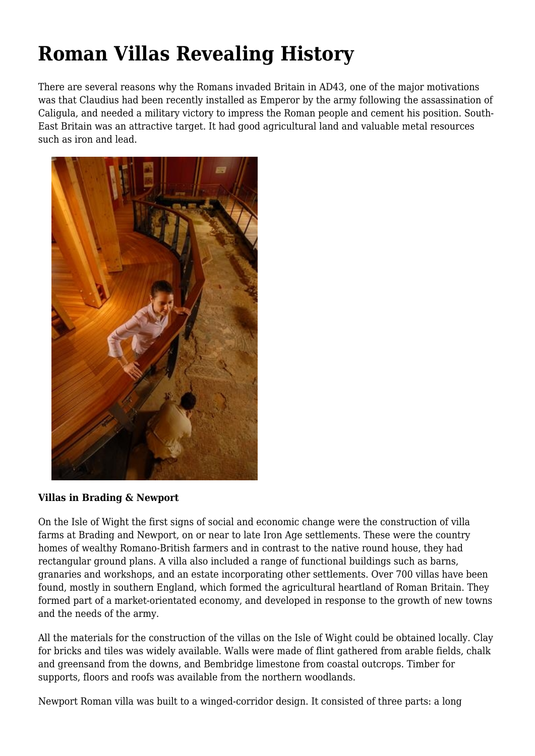# Roman Villas Revealing History

There are several reasons why the Romans invaded Britain in AD43, one of the major motivations was that Claudius had been recently installed as Emperor by the army following the assassination of Caligula, and needed a military victory to impress the Roman people and cement his position. South-East Britain was an attractive target. It had good agricultural land and valuable metal resources such as iron and lead.

**Villas in Brading & Newport**

On the Isle of Wight the first signs of social and economic change were the construction of villa farms at Brading and Newport, on or near to late Iron Age settlements. These were the country homes of wealthy Romano-British farmers and in contrast to the native round house, they had rectangular ground plans. A villa also included a range of functional buildings such as barns, granaries and workshops, and an estate incorporating other settlements. Over 700 villas have been found, mostly in southern England, which formed the agricultural heartland of Roman Britain. They formed part of a market-orientated economy, and developed in response to the growth of new towns and the needs of the army.

All the materials for the construction of the villas on the Isle of Wight could be obtained locally. Clay for bricks and tiles was widely available. Walls were made of flint gathered from arable fields, chalk and greensand from the downs, and Bembridge limestone from coastal outcrops. Timber for supports, floors and roofs was available from the northern woodlands.

Newport Roman villa was built to a winged-corridor design. It consisted of three parts: a long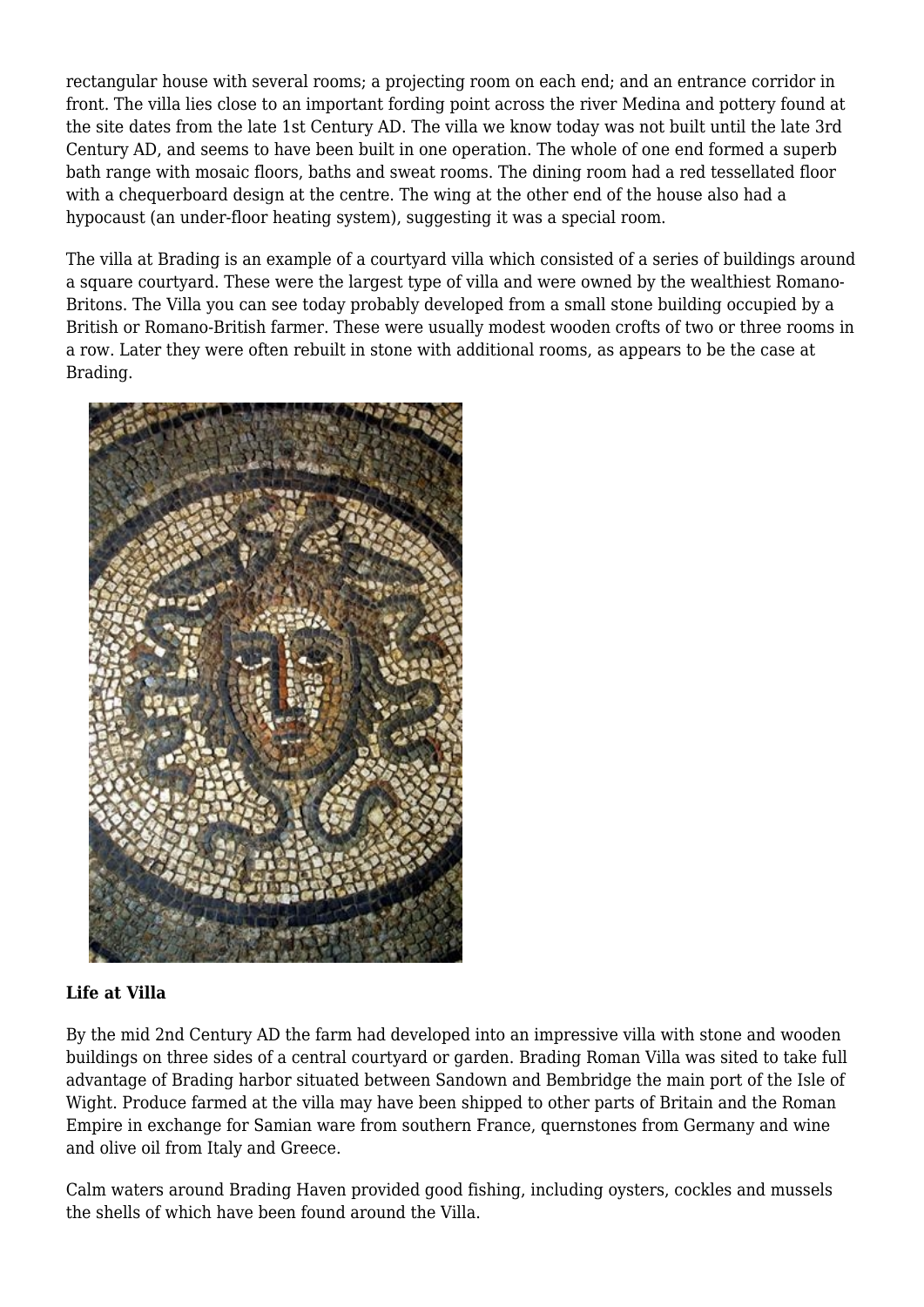rectangular house with several rooms; a projecting room on each end; and an entrance corridor in front. The villa lies close to an important fording point across the river Medina and pottery found at the site dates from the late 1st Century AD. The villa we know today was not built until the late 3rd Century AD, and seems to have been built in one operation. The whole of one end formed a superb bath range with mosaic floors, baths and sweat rooms. The dining room had a red tessellated floor with a chequerboard design at the centre. The wing at the other end of the house also had a hypocaust (an under-floor heating system), suggesting it was a special room.

The villa at Brading is an example of a courtyard villa which consisted of a series of buildings around a square courtyard. These were the largest type of villa and were owned by the wealthiest Romano-Britons. The Villa you can see today probably developed from a small stone building occupied by a British or Romano-British farmer. These were usually modest wooden crofts of two or three rooms in a row. Later they were often rebuilt in stone with additional rooms, as appears to be the case at Brading.

**Life at Villa**

By the mid 2nd Century AD the farm had developed into an impressive villa with stone and wooden buildings on three sides of a central courtyard or garden. Brading Roman Villa was sited to take full advantage of Brading harbor situated between Sandown and Bembridge the main port of the Isle of Wight. Produce farmed at the villa may have been shipped to other parts of Britain and the Roman Empire in exchange for Samian ware from southern France, quernstones from Germany and wine and olive oil from Italy and Greece.

Calm waters around Brading Haven provided good fishing, including oysters, cockles and mussels the shells of which have been found around the Villa.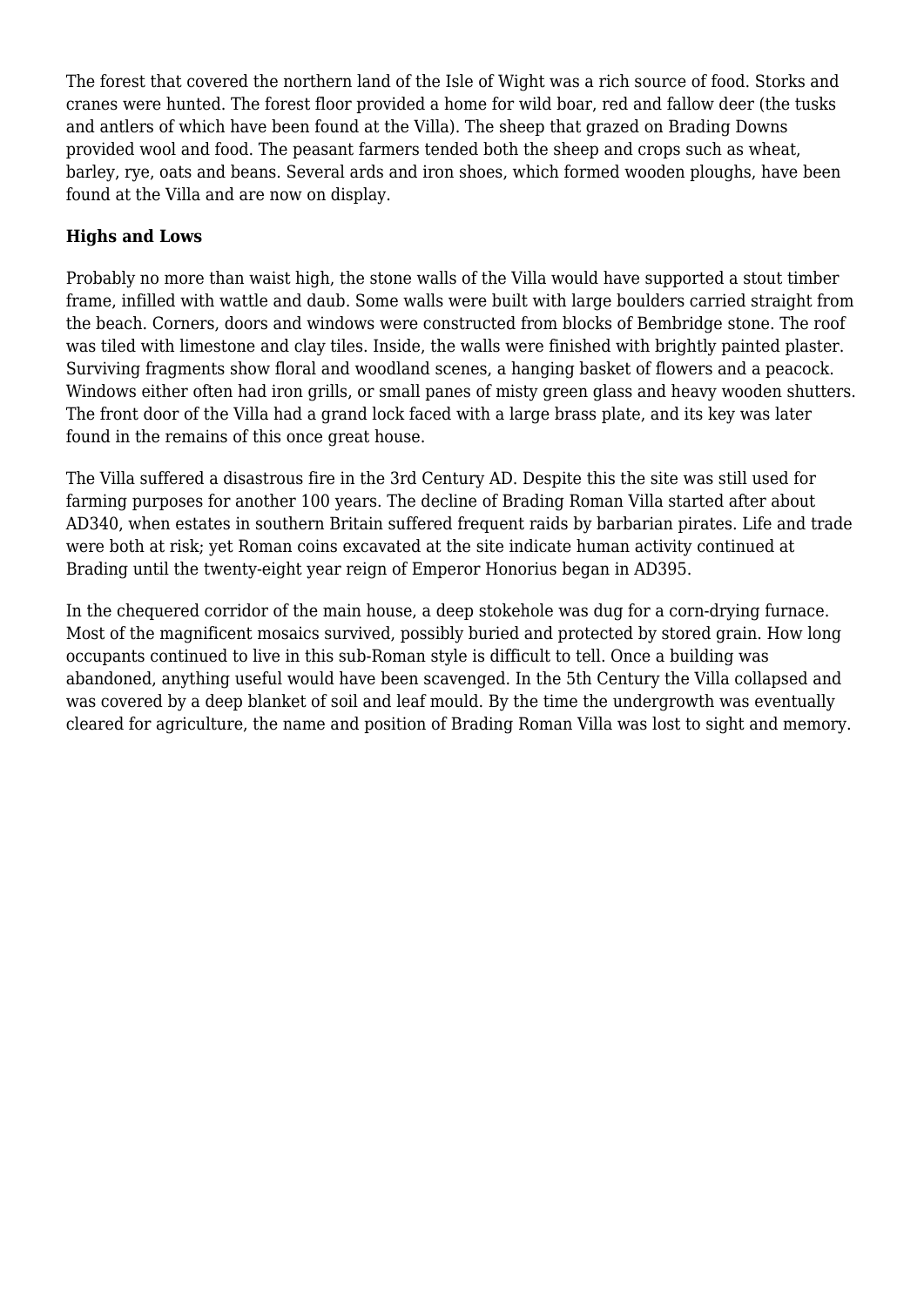The forest that covered the northern land of the Isle of Wight was a rich source of food. Storks and cranes were hunted. The forest floor provided a home for wild boar, red and fallow deer (the tusks and antlers of which have been found at the Villa). The sheep that grazed on Brading Downs provided wool and food. The peasant farmers tended both the sheep and crops such as wheat, barley, rye, oats and beans. Several ards and iron shoes, which formed wooden ploughs, have been found at the Villa and are now on display.

**Highs and Lows**

Probably no more than waist high, the stone walls of the Villa would have supported a stout timber frame, infilled with wattle and daub. Some walls were built with large boulders carried straight from the beach. Corners, doors and windows were constructed from blocks of Bembridge stone. The roof was tiled with limestone and clay tiles. Inside, the walls were finished with brightly painted plaster. Surviving fragments show floral and woodland scenes, a hanging basket of flowers and a peacock. Windows either often had iron grills, or small panes of misty green glass and heavy wooden shutters. The front door of the Villa had a grand lock faced with a large brass plate, and its key was later found in the remains of this once great house.

The Villa suffered a disastrous fire in the 3rd Century AD. Despite this the site was still used for farming purposes for another 100 years. The decline of Brading Roman Villa started after about AD340, when estates in southern Britain suffered frequent raids by barbarian pirates. Life and trade were both at risk; yet Roman coins excavated at the site indicate human activity continued at Brading until the twenty-eight year reign of Emperor Honorius began in AD395.

In the chequered corridor of the main house, a deep stokehole was dug for a corn-drying furnace. Most of the magnificent mosaics survived, possibly buried and protected by stored grain. How long occupants continued to live in this sub-Roman style is difficult to tell. Once a building was abandoned, anything useful would have been scavenged. In the 5th Century the Villa collapsed and was covered by a deep blanket of soil and leaf mould. By the time the undergrowth was eventually cleared for agriculture, the name and position of Brading Roman Villa was lost to sight and memory.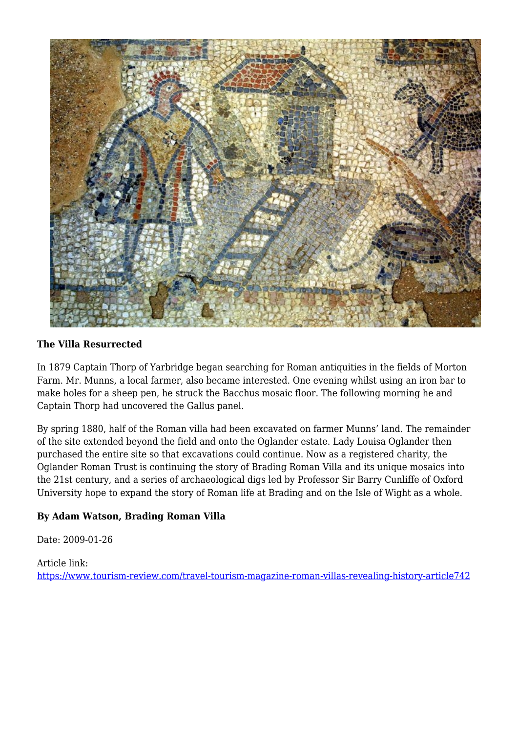**The Villa Resurrected**

In 1879 Captain Thorp of Yarbridge began searching for Roman antiquities in the fields of Morton Farm. Mr. Munns, a local farmer, also became interested. One evening whilst using an iron bar to make holes for a sheep pen, he struck the Bacchus mosaic floor. The following morning he and Captain Thorp had uncovered the Gallus panel.

By spring 1880, half of the Roman villa had been excavated on farmer Munns' land. The remainder of the site extended beyond the field and onto the Oglander estate. Lady Louisa Oglander then purchased the entire site so that excavations could continue. Now as a registered charity, the Oglander Roman Trust is continuing the story of Brading Roman Villa and its unique mosaics into the 21st century, and a series of archaeological digs led by Professor Sir Barry Cunliffe of Oxford University hope to expand the story of Roman life at Brading and on the Isle of Wight as a whole.

**By Adam Watson, Brading Roman Villa**

Date: 2009-01-26

Article link:
https://www.tourism-review.com/travel-tourism-magazine-roman-villas-revealing-history-article742